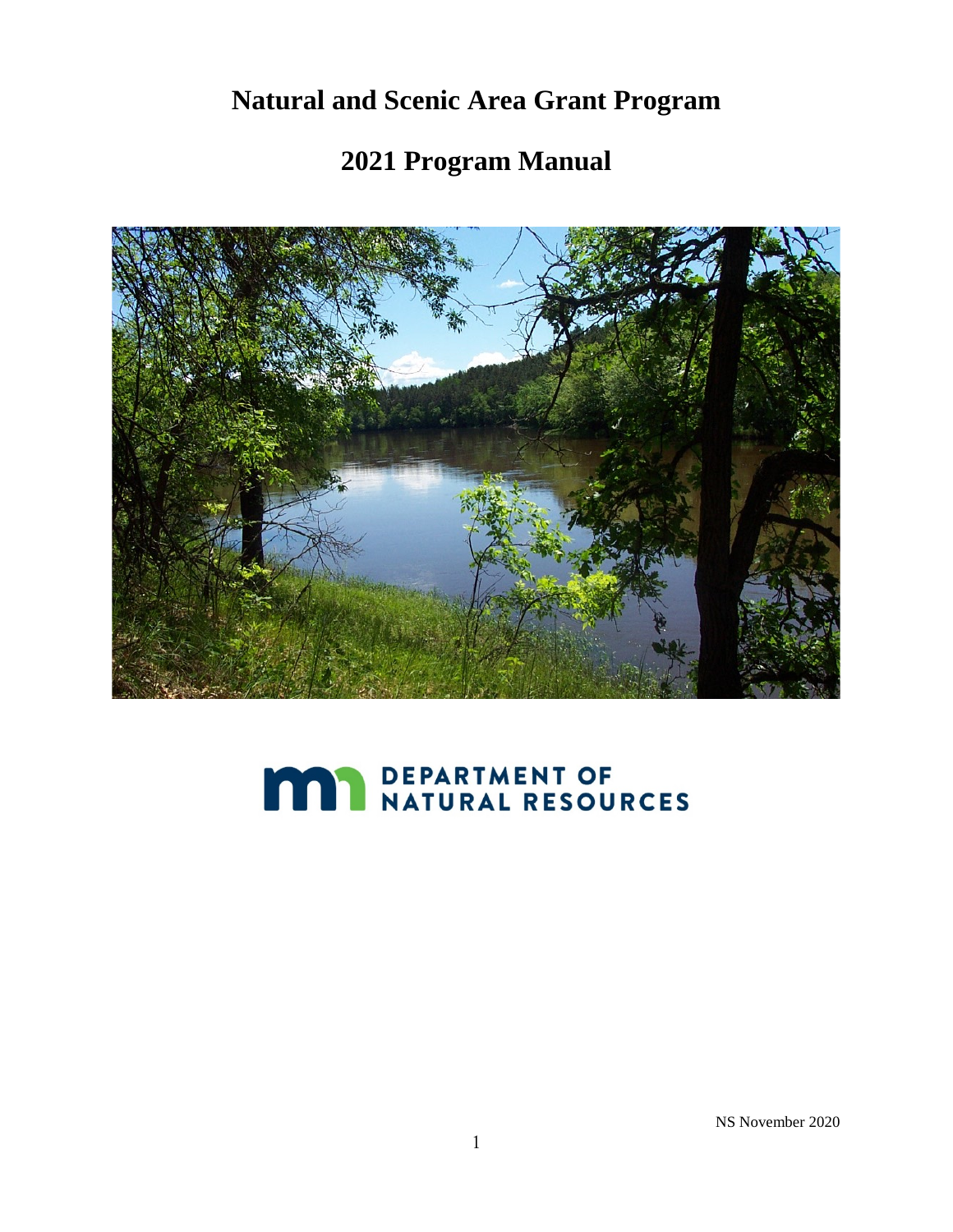# Natural and Scenic Area Grant Program

# 2021 Program Manual

DEPARTMENT OF NATURAL RESOURCES

NS November 2020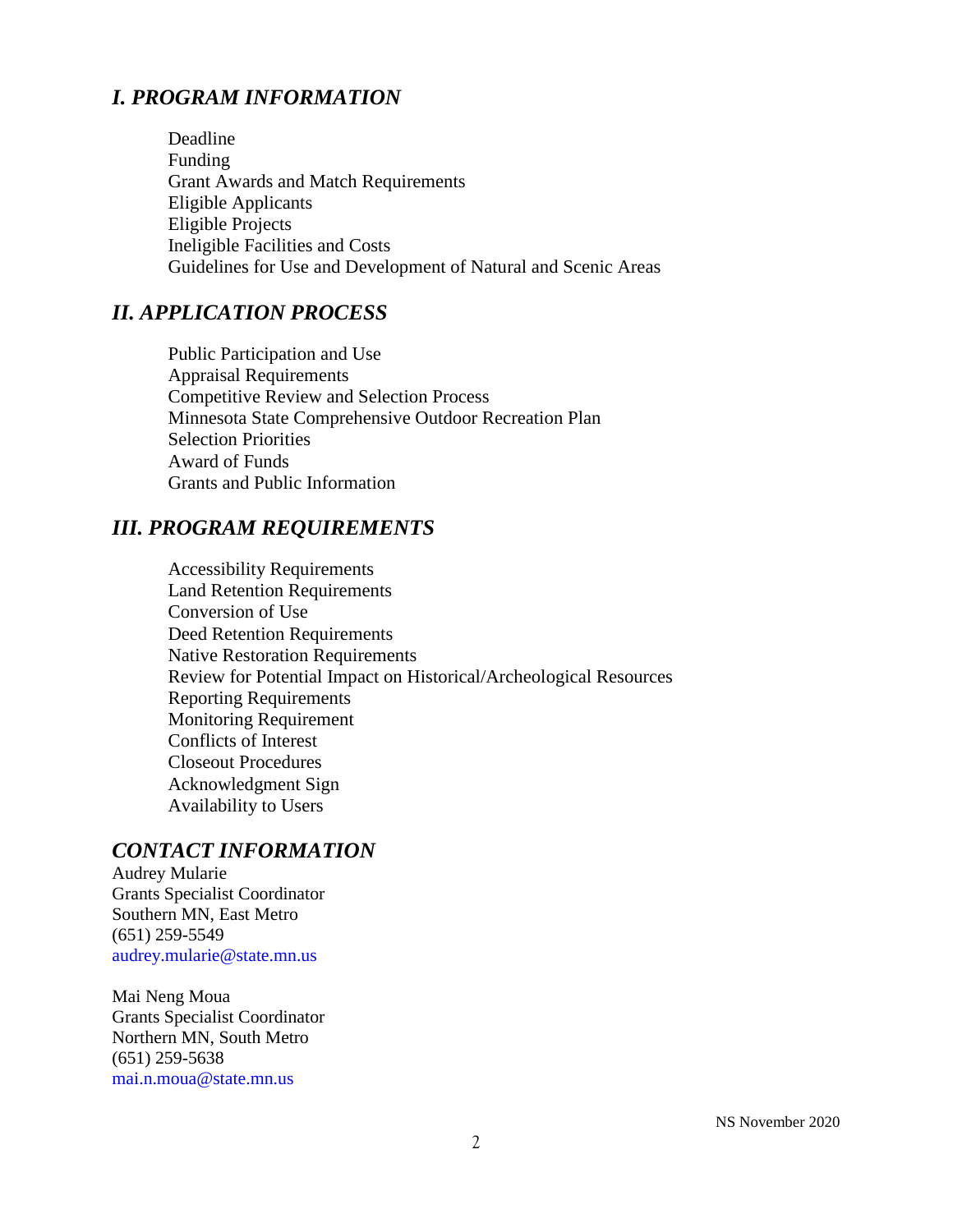## *I. PROGRAM INFORMATION*

Deadline
Funding
Grant Awards and Match Requirements
Eligible Applicants
Eligible Projects
Ineligible Facilities and Costs
Guidelines for Use and Development of Natural and Scenic Areas

## *II. APPLICATION PROCESS*

Public Participation and Use
Appraisal Requirements
Competitive Review and Selection Process
Minnesota State Comprehensive Outdoor Recreation Plan
Selection Priorities
Award of Funds
Grants and Public Information

## *III. PROGRAM REQUIREMENTS*

Accessibility Requirements
Land Retention Requirements
Conversion of Use
Deed Retention Requirements
Native Restoration Requirements
Review for Potential Impact on Historical/Archeological Resources
Reporting Requirements
Monitoring Requirement
Conflicts of Interest
Closeout Procedures
Acknowledgment Sign
Availability to Users

## *CONTACT INFORMATION*

Audrey Mularie
Grants Specialist Coordinator
Southern MN, East Metro
(651) 259-5549
audrey.mularie@state.mn.us

Mai Neng Moua
Grants Specialist Coordinator
Northern MN, South Metro
(651) 259-5638
mai.n.moua@state.mn.us

NS November 2020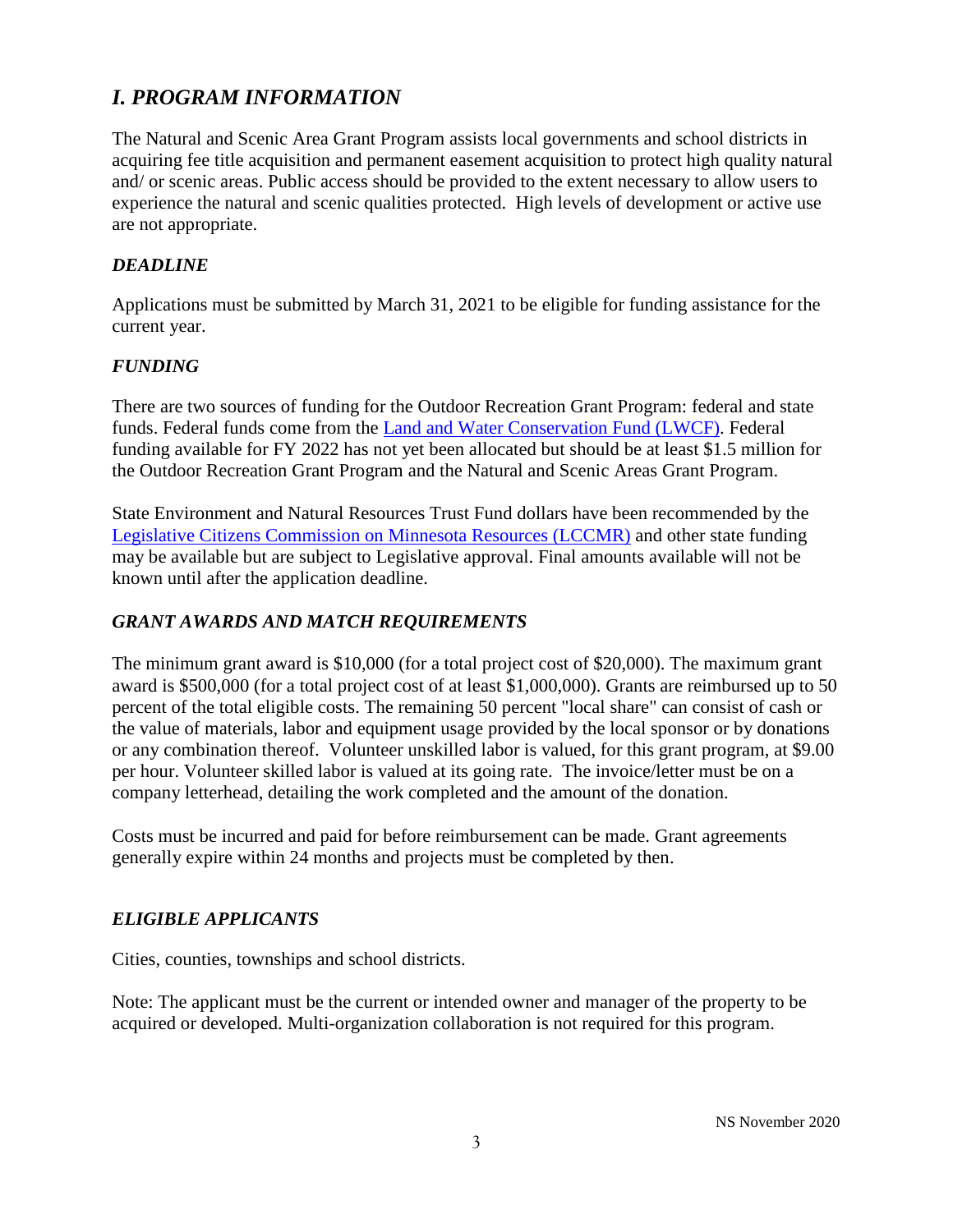## *I. PROGRAM INFORMATION*

The Natural and Scenic Area Grant Program assists local governments and school districts in acquiring fee title acquisition and permanent easement acquisition to protect high quality natural and/ or scenic areas. Public access should be provided to the extent necessary to allow users to experience the natural and scenic qualities protected. High levels of development or active use are not appropriate.

### *DEADLINE*

Applications must be submitted by March 31, 2021 to be eligible for funding assistance for the current year.

### *FUNDING*

There are two sources of funding for the Outdoor Recreation Grant Program: federal and state funds. Federal funds come from the Land and Water Conservation Fund (LWCF). Federal funding available for FY 2022 has not yet been allocated but should be at least $1.5 million for the Outdoor Recreation Grant Program and the Natural and Scenic Areas Grant Program.

State Environment and Natural Resources Trust Fund dollars have been recommended by the Legislative Citizens Commission on Minnesota Resources (LCCMR) and other state funding may be available but are subject to Legislative approval. Final amounts available will not be known until after the application deadline.

### *GRANT AWARDS AND MATCH REQUIREMENTS*

The minimum grant award is $10,000 (for a total project cost of $20,000). The maximum grant award is $500,000 (for a total project cost of at least $1,000,000). Grants are reimbursed up to 50 percent of the total eligible costs. The remaining 50 percent "local share" can consist of cash or the value of materials, labor and equipment usage provided by the local sponsor or by donations or any combination thereof. Volunteer unskilled labor is valued, for this grant program, at $9.00 per hour. Volunteer skilled labor is valued at its going rate. The invoice/letter must be on a company letterhead, detailing the work completed and the amount of the donation.

Costs must be incurred and paid for before reimbursement can be made. Grant agreements generally expire within 24 months and projects must be completed by then.

### *ELIGIBLE APPLICANTS*

Cities, counties, townships and school districts.

Note: The applicant must be the current or intended owner and manager of the property to be acquired or developed. Multi-organization collaboration is not required for this program.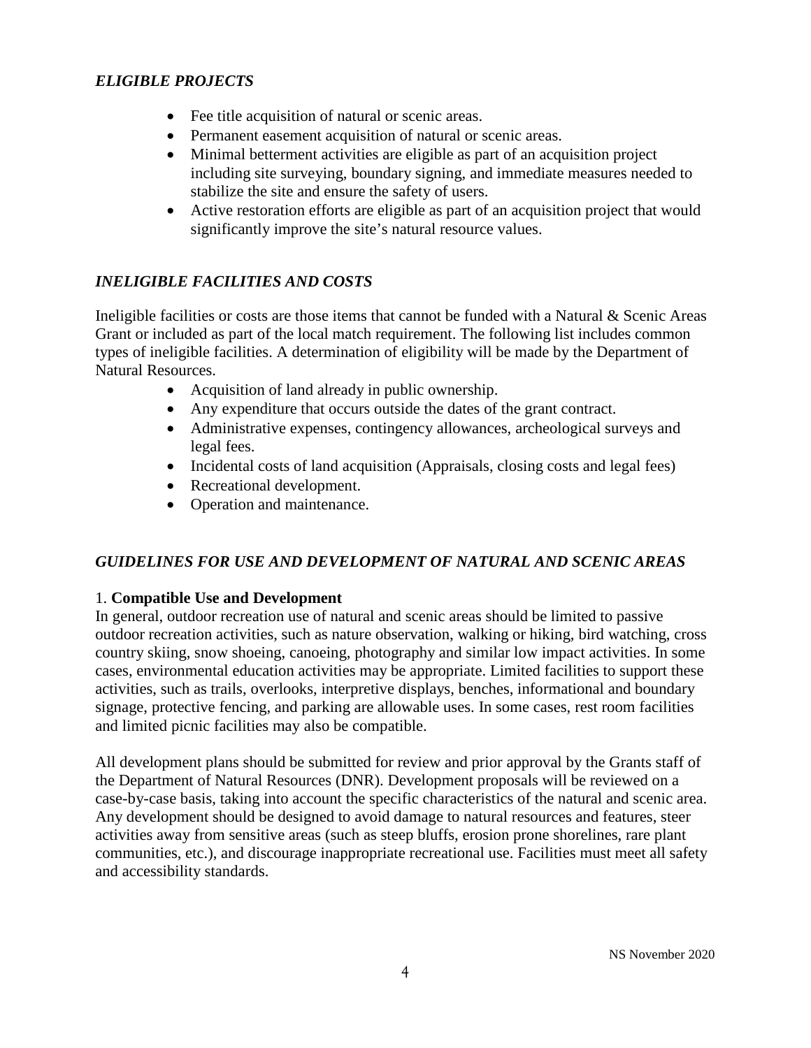### *ELIGIBLE PROJECTS*

- Fee title acquisition of natural or scenic areas.
- Permanent easement acquisition of natural or scenic areas.
- Minimal betterment activities are eligible as part of an acquisition project including site surveying, boundary signing, and immediate measures needed to stabilize the site and ensure the safety of users.
- Active restoration efforts are eligible as part of an acquisition project that would significantly improve the site's natural resource values.

### *INELIGIBLE FACILITIES AND COSTS*

Ineligible facilities or costs are those items that cannot be funded with a Natural & Scenic Areas Grant or included as part of the local match requirement. The following list includes common types of ineligible facilities. A determination of eligibility will be made by the Department of Natural Resources.

- Acquisition of land already in public ownership.
- Any expenditure that occurs outside the dates of the grant contract.
- Administrative expenses, contingency allowances, archeological surveys and legal fees.
- Incidental costs of land acquisition (Appraisals, closing costs and legal fees)
- Recreational development.
- Operation and maintenance.

### *GUIDELINES FOR USE AND DEVELOPMENT OF NATURAL AND SCENIC AREAS*

1. **Compatible Use and Development**

In general, outdoor recreation use of natural and scenic areas should be limited to passive outdoor recreation activities, such as nature observation, walking or hiking, bird watching, cross country skiing, snow shoeing, canoeing, photography and similar low impact activities. In some cases, environmental education activities may be appropriate. Limited facilities to support these activities, such as trails, overlooks, interpretive displays, benches, informational and boundary signage, protective fencing, and parking are allowable uses. In some cases, rest room facilities and limited picnic facilities may also be compatible.

All development plans should be submitted for review and prior approval by the Grants staff of the Department of Natural Resources (DNR). Development proposals will be reviewed on a case-by-case basis, taking into account the specific characteristics of the natural and scenic area. Any development should be designed to avoid damage to natural resources and features, steer activities away from sensitive areas (such as steep bluffs, erosion prone shorelines, rare plant communities, etc.), and discourage inappropriate recreational use. Facilities must meet all safety and accessibility standards.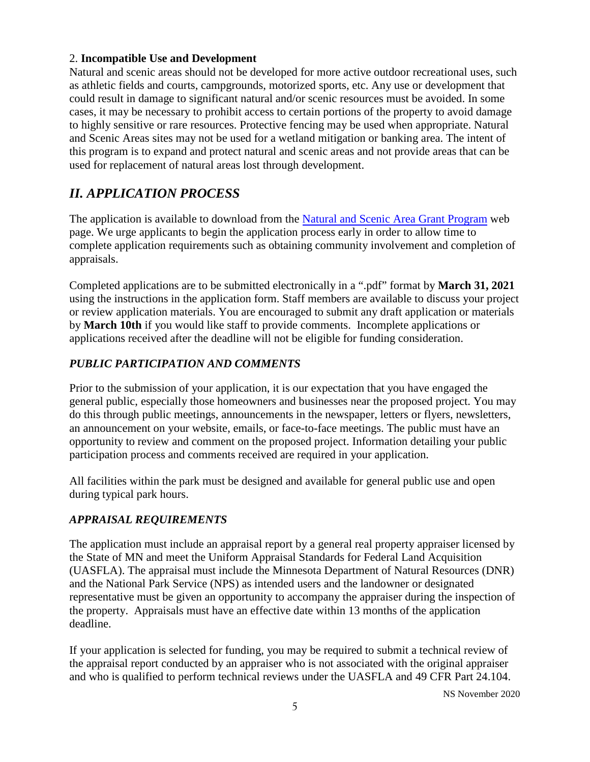2. **Incompatible Use and Development**

Natural and scenic areas should not be developed for more active outdoor recreational uses, such as athletic fields and courts, campgrounds, motorized sports, etc. Any use or development that could result in damage to significant natural and/or scenic resources must be avoided. In some cases, it may be necessary to prohibit access to certain portions of the property to avoid damage to highly sensitive or rare resources. Protective fencing may be used when appropriate. Natural and Scenic Areas sites may not be used for a wetland mitigation or banking area. The intent of this program is to expand and protect natural and scenic areas and not provide areas that can be used for replacement of natural areas lost through development.

## *II. APPLICATION PROCESS*

The application is available to download from the [Natural and Scenic Area Grant Program]() web page. We urge applicants to begin the application process early in order to allow time to complete application requirements such as obtaining community involvement and completion of appraisals.

Completed applications are to be submitted electronically in a ".pdf" format by **March 31, 2021** using the instructions in the application form. Staff members are available to discuss your project or review application materials. You are encouraged to submit any draft application or materials by **March 10th** if you would like staff to provide comments. Incomplete applications or applications received after the deadline will not be eligible for funding consideration.

### *PUBLIC PARTICIPATION AND COMMENTS*

Prior to the submission of your application, it is our expectation that you have engaged the general public, especially those homeowners and businesses near the proposed project. You may do this through public meetings, announcements in the newspaper, letters or flyers, newsletters, an announcement on your website, emails, or face-to-face meetings. The public must have an opportunity to review and comment on the proposed project. Information detailing your public participation process and comments received are required in your application.

All facilities within the park must be designed and available for general public use and open during typical park hours.

### *APPRAISAL REQUIREMENTS*

The application must include an appraisal report by a general real property appraiser licensed by the State of MN and meet the Uniform Appraisal Standards for Federal Land Acquisition (UASFLA). The appraisal must include the Minnesota Department of Natural Resources (DNR) and the National Park Service (NPS) as intended users and the landowner or designated representative must be given an opportunity to accompany the appraiser during the inspection of the property. Appraisals must have an effective date within 13 months of the application deadline.

If your application is selected for funding, you may be required to submit a technical review of the appraisal report conducted by an appraiser who is not associated with the original appraiser and who is qualified to perform technical reviews under the UASFLA and 49 CFR Part 24.104.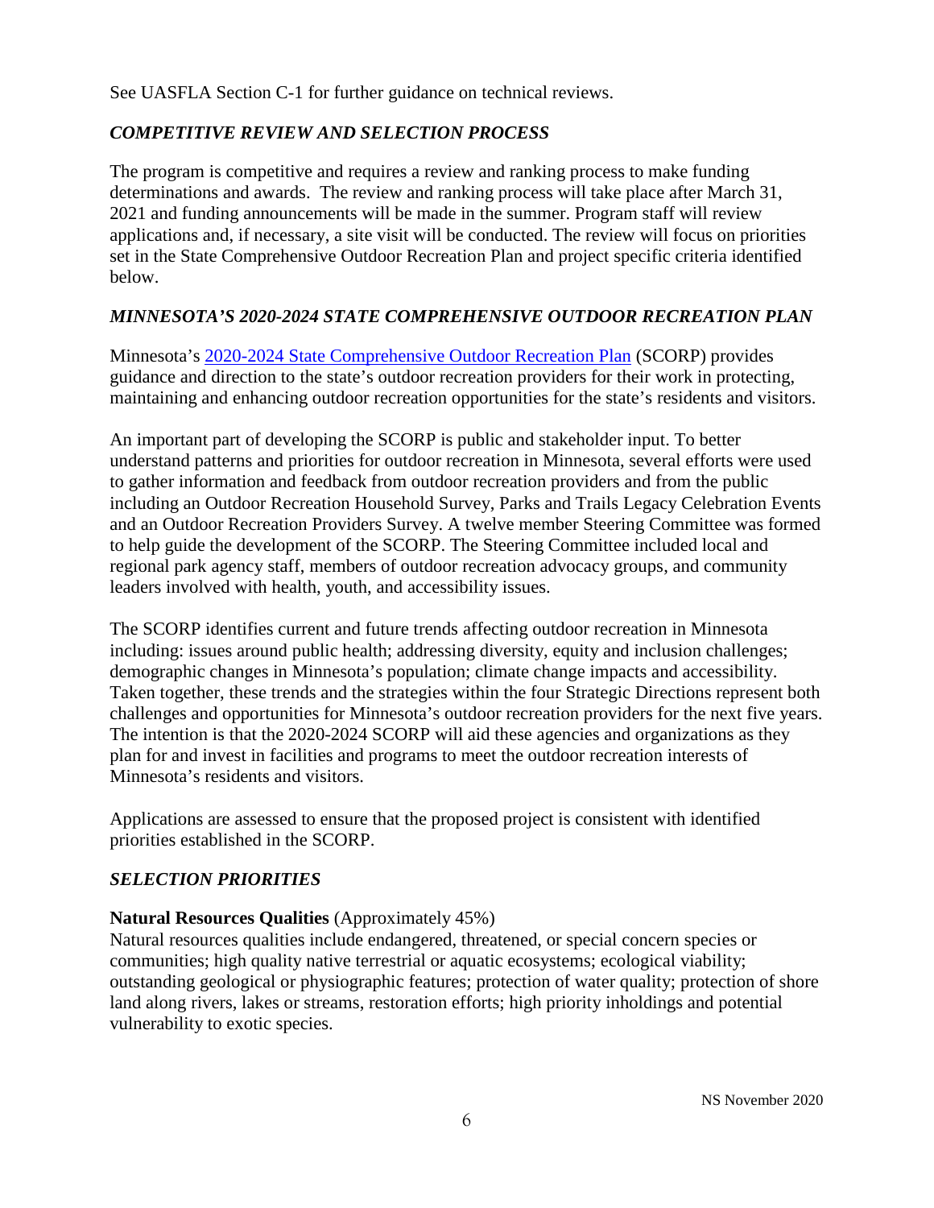See UASFLA Section C-1 for further guidance on technical reviews.

### *COMPETITIVE REVIEW AND SELECTION PROCESS*

The program is competitive and requires a review and ranking process to make funding determinations and awards. The review and ranking process will take place after March 31, 2021 and funding announcements will be made in the summer. Program staff will review applications and, if necessary, a site visit will be conducted. The review will focus on priorities set in the State Comprehensive Outdoor Recreation Plan and project specific criteria identified below.

### *MINNESOTA'S 2020-2024 STATE COMPREHENSIVE OUTDOOR RECREATION PLAN*

Minnesota's [2020-2024 State Comprehensive Outdoor Recreation Plan] (SCORP) provides guidance and direction to the state's outdoor recreation providers for their work in protecting, maintaining and enhancing outdoor recreation opportunities for the state's residents and visitors.

An important part of developing the SCORP is public and stakeholder input. To better understand patterns and priorities for outdoor recreation in Minnesota, several efforts were used to gather information and feedback from outdoor recreation providers and from the public including an Outdoor Recreation Household Survey, Parks and Trails Legacy Celebration Events and an Outdoor Recreation Providers Survey. A twelve member Steering Committee was formed to help guide the development of the SCORP. The Steering Committee included local and regional park agency staff, members of outdoor recreation advocacy groups, and community leaders involved with health, youth, and accessibility issues.

The SCORP identifies current and future trends affecting outdoor recreation in Minnesota including: issues around public health; addressing diversity, equity and inclusion challenges; demographic changes in Minnesota's population; climate change impacts and accessibility. Taken together, these trends and the strategies within the four Strategic Directions represent both challenges and opportunities for Minnesota's outdoor recreation providers for the next five years. The intention is that the 2020-2024 SCORP will aid these agencies and organizations as they plan for and invest in facilities and programs to meet the outdoor recreation interests of Minnesota's residents and visitors.

Applications are assessed to ensure that the proposed project is consistent with identified priorities established in the SCORP.

### *SELECTION PRIORITIES*

**Natural Resources Qualities** (Approximately 45%)
Natural resources qualities include endangered, threatened, or special concern species or communities; high quality native terrestrial or aquatic ecosystems; ecological viability; outstanding geological or physiographic features; protection of water quality; protection of shore land along rivers, lakes or streams, restoration efforts; high priority inholdings and potential vulnerability to exotic species.

NS November 2020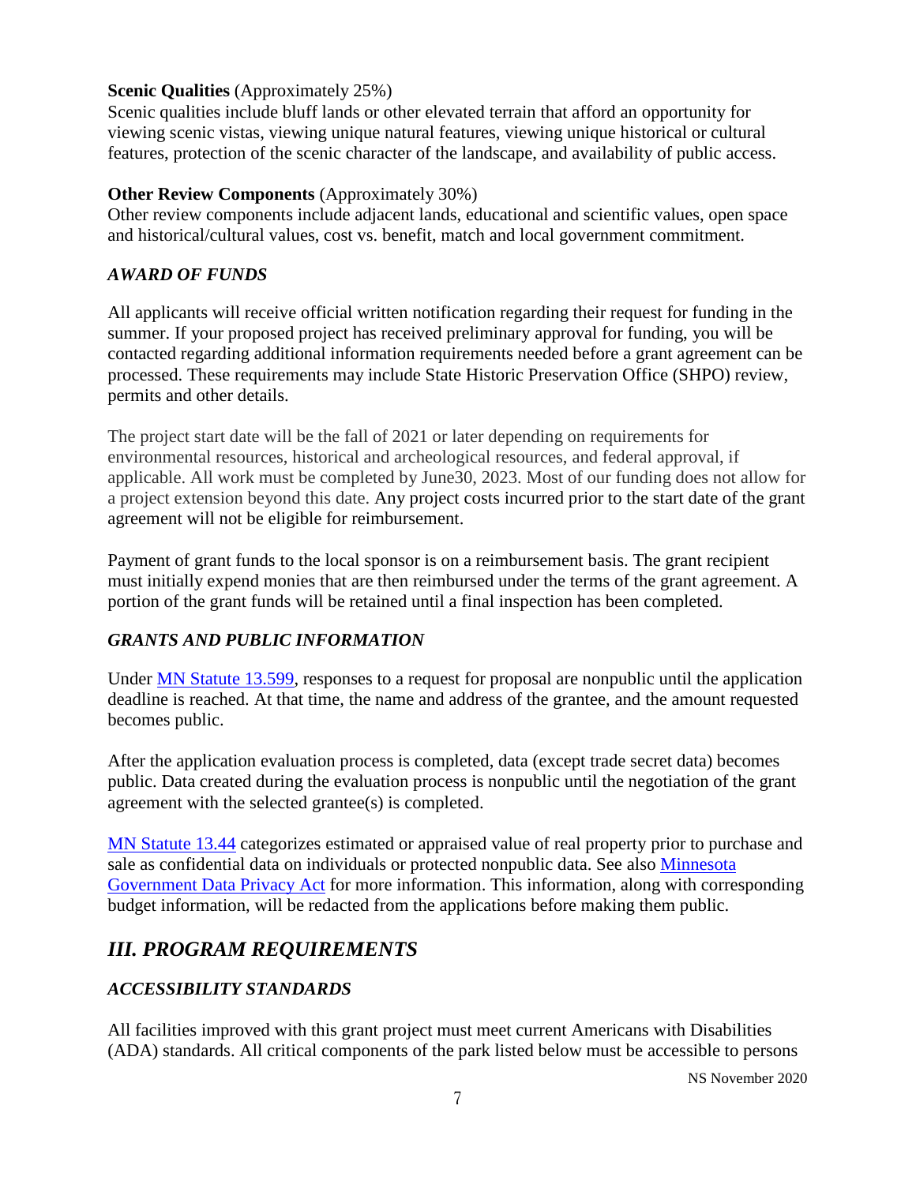**Scenic Qualities** (Approximately 25%)
Scenic qualities include bluff lands or other elevated terrain that afford an opportunity for viewing scenic vistas, viewing unique natural features, viewing unique historical or cultural features, protection of the scenic character of the landscape, and availability of public access.

**Other Review Components** (Approximately 30%)
Other review components include adjacent lands, educational and scientific values, open space and historical/cultural values, cost vs. benefit, match and local government commitment.

### *AWARD OF FUNDS*

All applicants will receive official written notification regarding their request for funding in the summer. If your proposed project has received preliminary approval for funding, you will be contacted regarding additional information requirements needed before a grant agreement can be processed. These requirements may include State Historic Preservation Office (SHPO) review, permits and other details.

The project start date will be the fall of 2021 or later depending on requirements for environmental resources, historical and archeological resources, and federal approval, if applicable. All work must be completed by June30, 2023. Most of our funding does not allow for a project extension beyond this date. Any project costs incurred prior to the start date of the grant agreement will not be eligible for reimbursement.

Payment of grant funds to the local sponsor is on a reimbursement basis. The grant recipient must initially expend monies that are then reimbursed under the terms of the grant agreement. A portion of the grant funds will be retained until a final inspection has been completed.

### *GRANTS AND PUBLIC INFORMATION*

Under MN Statute 13.599, responses to a request for proposal are nonpublic until the application deadline is reached. At that time, the name and address of the grantee, and the amount requested becomes public.

After the application evaluation process is completed, data (except trade secret data) becomes public. Data created during the evaluation process is nonpublic until the negotiation of the grant agreement with the selected grantee(s) is completed.

MN Statute 13.44 categorizes estimated or appraised value of real property prior to purchase and sale as confidential data on individuals or protected nonpublic data. See also Minnesota Government Data Privacy Act for more information. This information, along with corresponding budget information, will be redacted from the applications before making them public.

## *III. PROGRAM REQUIREMENTS*

### *ACCESSIBILITY STANDARDS*

All facilities improved with this grant project must meet current Americans with Disabilities (ADA) standards. All critical components of the park listed below must be accessible to persons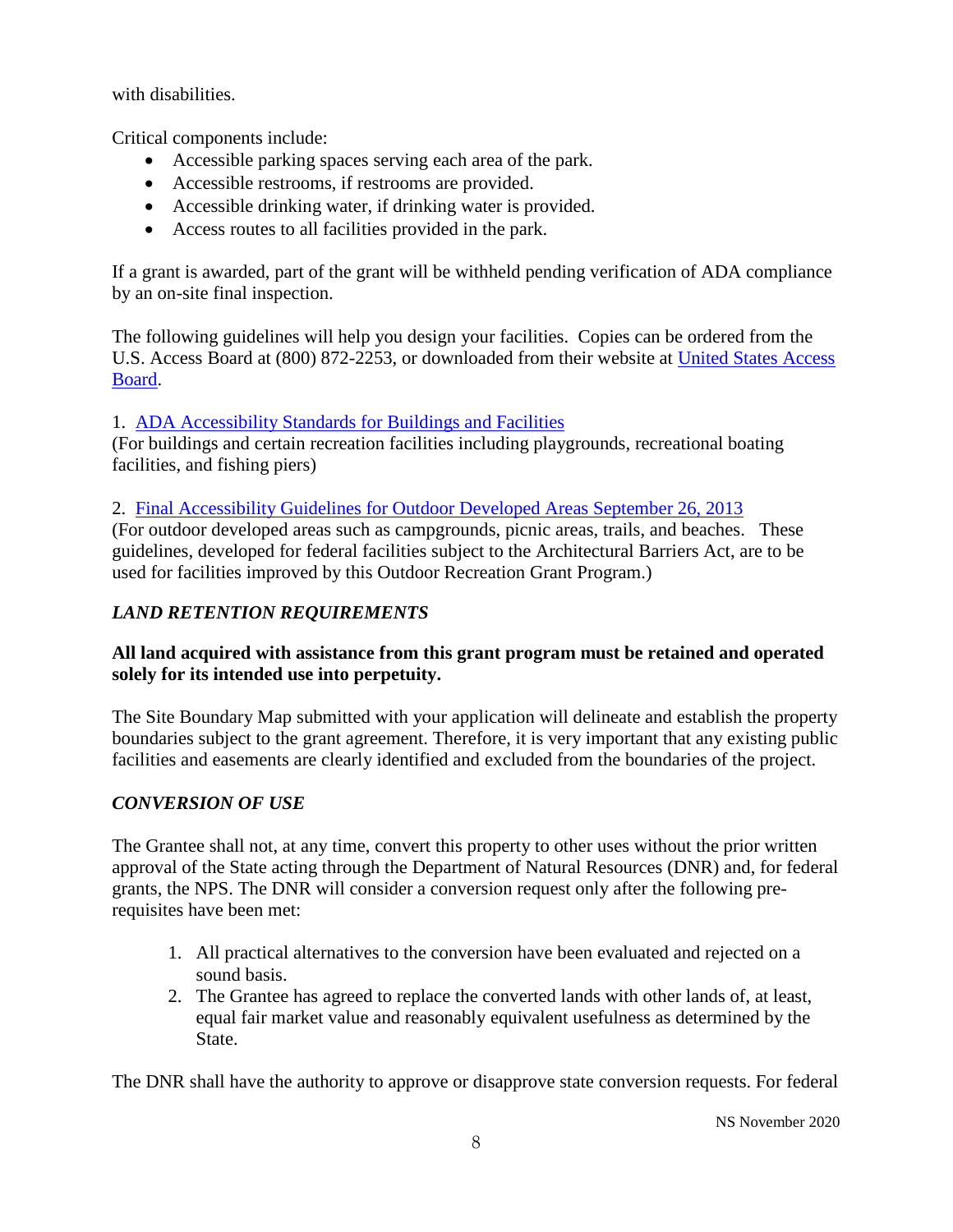with disabilities.

Critical components include:

- Accessible parking spaces serving each area of the park.
- Accessible restrooms, if restrooms are provided.
- Accessible drinking water, if drinking water is provided.
- Access routes to all facilities provided in the park.

If a grant is awarded, part of the grant will be withheld pending verification of ADA compliance by an on-site final inspection.

The following guidelines will help you design your facilities. Copies can be ordered from the U.S. Access Board at (800) 872-2253, or downloaded from their website at United States Access Board.

1. ADA Accessibility Standards for Buildings and Facilities
(For buildings and certain recreation facilities including playgrounds, recreational boating facilities, and fishing piers)

2. Final Accessibility Guidelines for Outdoor Developed Areas September 26, 2013
(For outdoor developed areas such as campgrounds, picnic areas, trails, and beaches. These guidelines, developed for federal facilities subject to the Architectural Barriers Act, are to be used for facilities improved by this Outdoor Recreation Grant Program.)

### *LAND RETENTION REQUIREMENTS*

**All land acquired with assistance from this grant program must be retained and operated solely for its intended use into perpetuity.**

The Site Boundary Map submitted with your application will delineate and establish the property boundaries subject to the grant agreement. Therefore, it is very important that any existing public facilities and easements are clearly identified and excluded from the boundaries of the project.

### *CONVERSION OF USE*

The Grantee shall not, at any time, convert this property to other uses without the prior written approval of the State acting through the Department of Natural Resources (DNR) and, for federal grants, the NPS. The DNR will consider a conversion request only after the following pre-requisites have been met:

1. All practical alternatives to the conversion have been evaluated and rejected on a sound basis.
2. The Grantee has agreed to replace the converted lands with other lands of, at least, equal fair market value and reasonably equivalent usefulness as determined by the State.

The DNR shall have the authority to approve or disapprove state conversion requests. For federal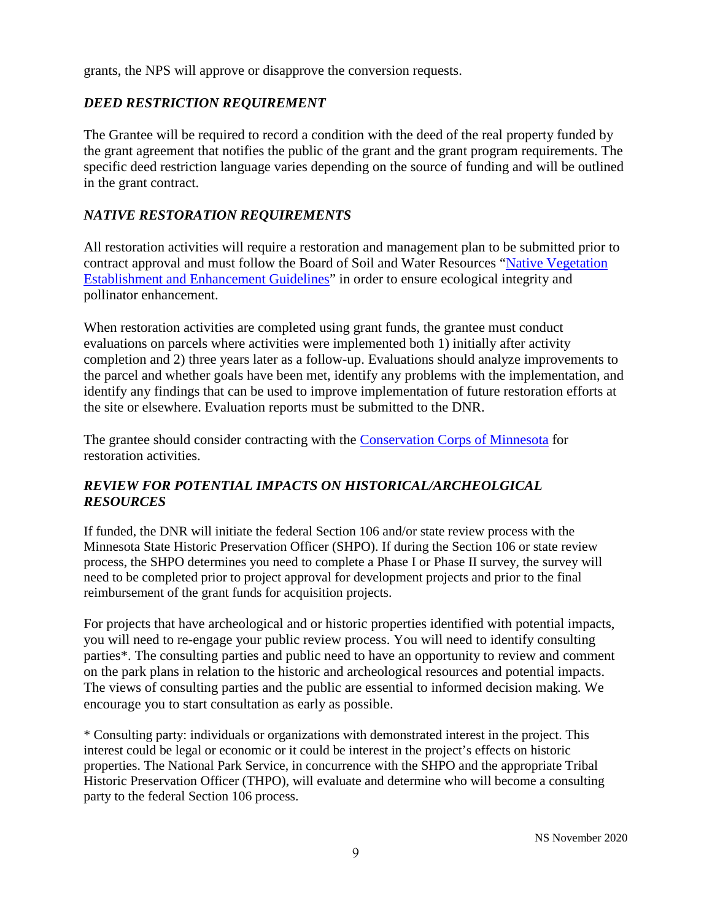grants, the NPS will approve or disapprove the conversion requests.

### *DEED RESTRICTION REQUIREMENT*

The Grantee will be required to record a condition with the deed of the real property funded by the grant agreement that notifies the public of the grant and the grant program requirements. The specific deed restriction language varies depending on the source of funding and will be outlined in the grant contract.

### *NATIVE RESTORATION REQUIREMENTS*

All restoration activities will require a restoration and management plan to be submitted prior to contract approval and must follow the Board of Soil and Water Resources "Native Vegetation Establishment and Enhancement Guidelines" in order to ensure ecological integrity and pollinator enhancement.

When restoration activities are completed using grant funds, the grantee must conduct evaluations on parcels where activities were implemented both 1) initially after activity completion and 2) three years later as a follow-up. Evaluations should analyze improvements to the parcel and whether goals have been met, identify any problems with the implementation, and identify any findings that can be used to improve implementation of future restoration efforts at the site or elsewhere. Evaluation reports must be submitted to the DNR.

The grantee should consider contracting with the Conservation Corps of Minnesota for restoration activities.

### *REVIEW FOR POTENTIAL IMPACTS ON HISTORICAL/ARCHEOLGICAL RESOURCES*

If funded, the DNR will initiate the federal Section 106 and/or state review process with the Minnesota State Historic Preservation Officer (SHPO). If during the Section 106 or state review process, the SHPO determines you need to complete a Phase I or Phase II survey, the survey will need to be completed prior to project approval for development projects and prior to the final reimbursement of the grant funds for acquisition projects.

For projects that have archeological and or historic properties identified with potential impacts, you will need to re-engage your public review process. You will need to identify consulting parties*. The consulting parties and public need to have an opportunity to review and comment on the park plans in relation to the historic and archeological resources and potential impacts. The views of consulting parties and the public are essential to informed decision making. We encourage you to start consultation as early as possible.

* Consulting party: individuals or organizations with demonstrated interest in the project. This interest could be legal or economic or it could be interest in the project's effects on historic properties. The National Park Service, in concurrence with the SHPO and the appropriate Tribal Historic Preservation Officer (THPO), will evaluate and determine who will become a consulting party to the federal Section 106 process.

NS November 2020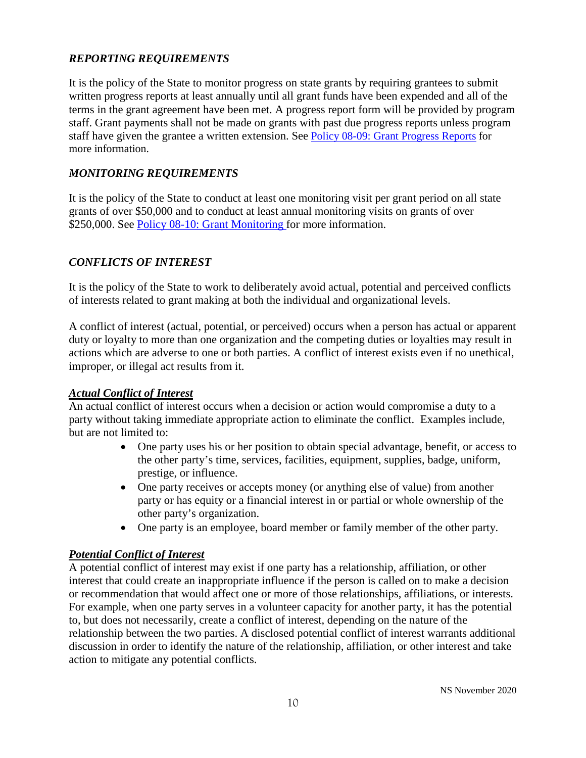### *REPORTING REQUIREMENTS*

It is the policy of the State to monitor progress on state grants by requiring grantees to submit written progress reports at least annually until all grant funds have been expended and all of the terms in the grant agreement have been met. A progress report form will be provided by program staff. Grant payments shall not be made on grants with past due progress reports unless program staff have given the grantee a written extension. See [Policy 08-09: Grant Progress Reports] for more information.

### *MONITORING REQUIREMENTS*

It is the policy of the State to conduct at least one monitoring visit per grant period on all state grants of over $50,000 and to conduct at least annual monitoring visits on grants of over $250,000. See [Policy 08-10: Grant Monitoring] for more information.

### *CONFLICTS OF INTEREST*

It is the policy of the State to work to deliberately avoid actual, potential and perceived conflicts of interests related to grant making at both the individual and organizational levels.

A conflict of interest (actual, potential, or perceived) occurs when a person has actual or apparent duty or loyalty to more than one organization and the competing duties or loyalties may result in actions which are adverse to one or both parties. A conflict of interest exists even if no unethical, improper, or illegal act results from it.

#### ***Actual Conflict of Interest***

An actual conflict of interest occurs when a decision or action would compromise a duty to a party without taking immediate appropriate action to eliminate the conflict. Examples include, but are not limited to:

- One party uses his or her position to obtain special advantage, benefit, or access to the other party's time, services, facilities, equipment, supplies, badge, uniform, prestige, or influence.
- One party receives or accepts money (or anything else of value) from another party or has equity or a financial interest in or partial or whole ownership of the other party's organization.
- One party is an employee, board member or family member of the other party.

#### ***Potential Conflict of Interest***

A potential conflict of interest may exist if one party has a relationship, affiliation, or other interest that could create an inappropriate influence if the person is called on to make a decision or recommendation that would affect one or more of those relationships, affiliations, or interests. For example, when one party serves in a volunteer capacity for another party, it has the potential to, but does not necessarily, create a conflict of interest, depending on the nature of the relationship between the two parties. A disclosed potential conflict of interest warrants additional discussion in order to identify the nature of the relationship, affiliation, or other interest and take action to mitigate any potential conflicts.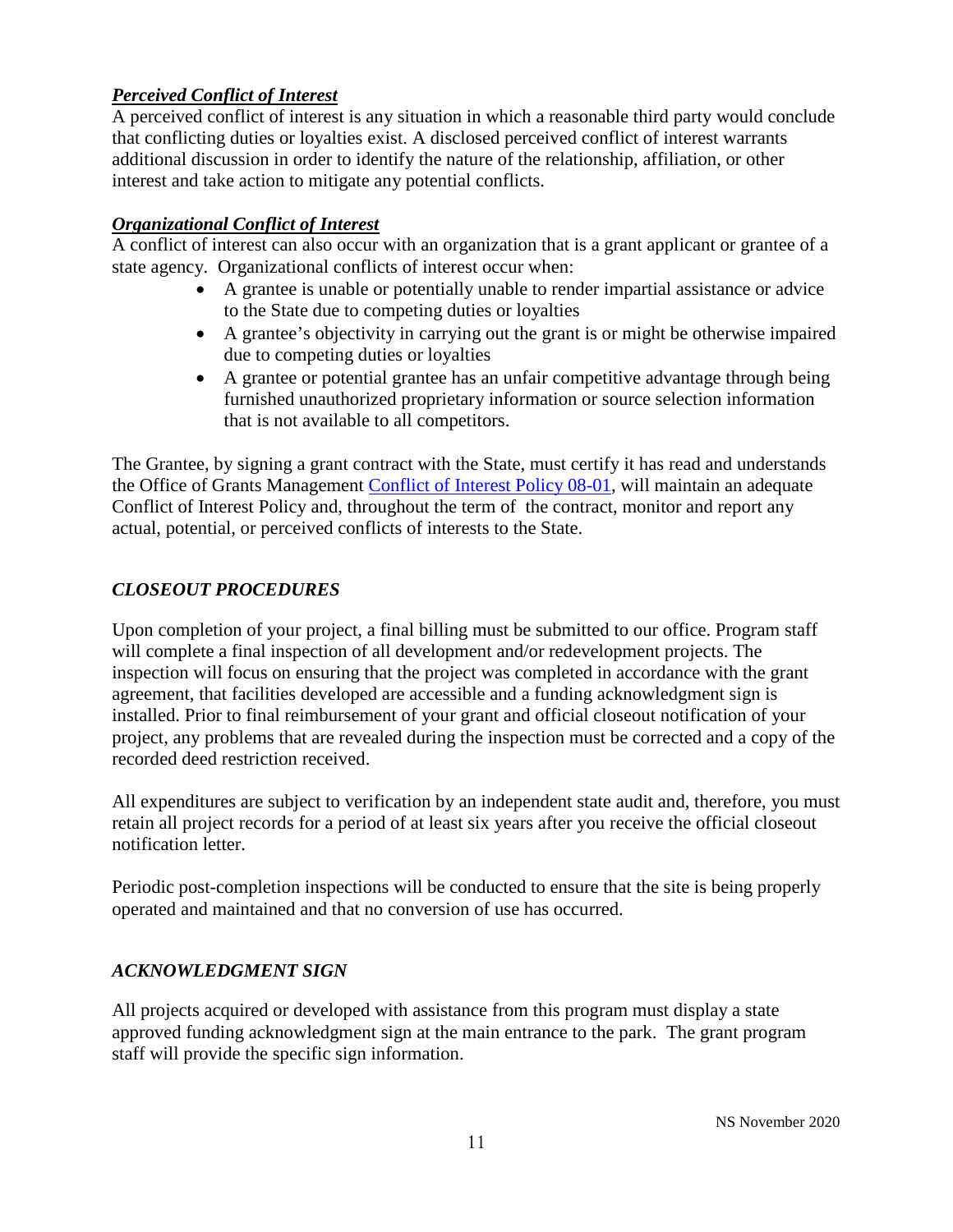***Perceived Conflict of Interest***

A perceived conflict of interest is any situation in which a reasonable third party would conclude that conflicting duties or loyalties exist. A disclosed perceived conflict of interest warrants additional discussion in order to identify the nature of the relationship, affiliation, or other interest and take action to mitigate any potential conflicts.

***Organizational Conflict of Interest***

A conflict of interest can also occur with an organization that is a grant applicant or grantee of a state agency. Organizational conflicts of interest occur when:

- A grantee is unable or potentially unable to render impartial assistance or advice to the State due to competing duties or loyalties
- A grantee's objectivity in carrying out the grant is or might be otherwise impaired due to competing duties or loyalties
- A grantee or potential grantee has an unfair competitive advantage through being furnished unauthorized proprietary information or source selection information that is not available to all competitors.

The Grantee, by signing a grant contract with the State, must certify it has read and understands the Office of Grants Management Conflict of Interest Policy 08-01, will maintain an adequate Conflict of Interest Policy and, throughout the term of the contract, monitor and report any actual, potential, or perceived conflicts of interests to the State.

## *CLOSEOUT PROCEDURES*

Upon completion of your project, a final billing must be submitted to our office. Program staff will complete a final inspection of all development and/or redevelopment projects. The inspection will focus on ensuring that the project was completed in accordance with the grant agreement, that facilities developed are accessible and a funding acknowledgment sign is installed. Prior to final reimbursement of your grant and official closeout notification of your project, any problems that are revealed during the inspection must be corrected and a copy of the recorded deed restriction received.

All expenditures are subject to verification by an independent state audit and, therefore, you must retain all project records for a period of at least six years after you receive the official closeout notification letter.

Periodic post-completion inspections will be conducted to ensure that the site is being properly operated and maintained and that no conversion of use has occurred.

## *ACKNOWLEDGMENT SIGN*

All projects acquired or developed with assistance from this program must display a state approved funding acknowledgment sign at the main entrance to the park. The grant program staff will provide the specific sign information.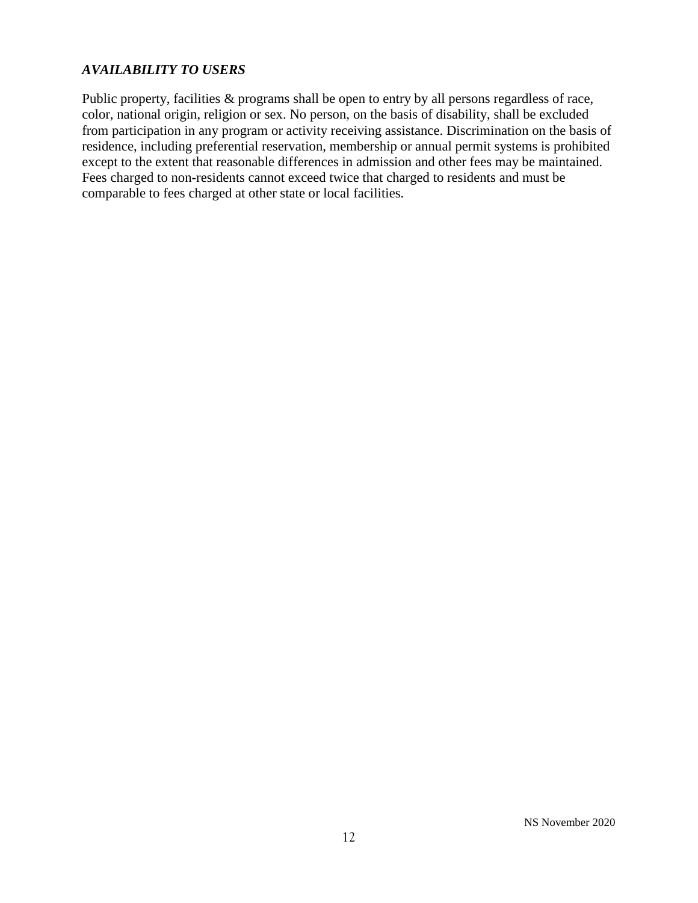### *AVAILABILITY TO USERS*

Public property, facilities & programs shall be open to entry by all persons regardless of race, color, national origin, religion or sex. No person, on the basis of disability, shall be excluded from participation in any program or activity receiving assistance. Discrimination on the basis of residence, including preferential reservation, membership or annual permit systems is prohibited except to the extent that reasonable differences in admission and other fees may be maintained. Fees charged to non-residents cannot exceed twice that charged to residents and must be comparable to fees charged at other state or local facilities.